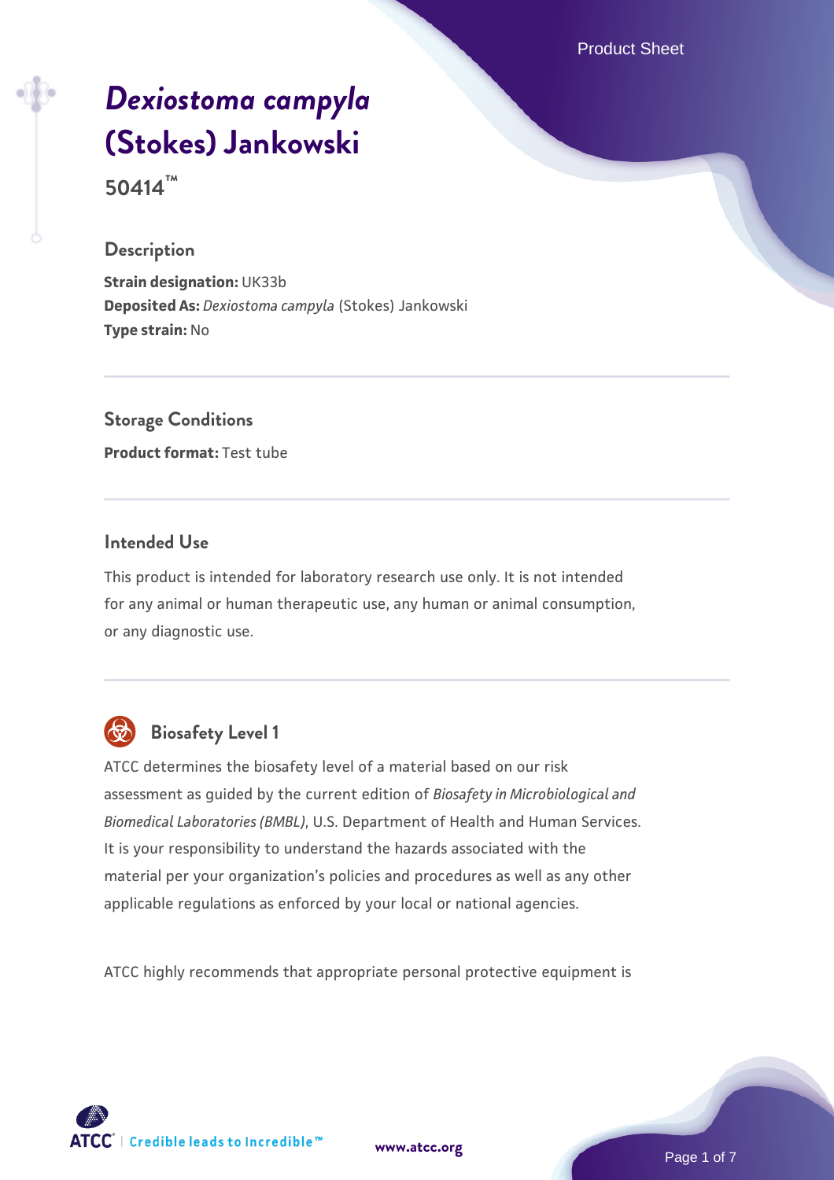# *Dexiostoma campyla* (Stokes) Jankowski

**50414™**

## Description

**Strain designation:** UK33b
**Deposited As:** *Dexiostoma campyla* (Stokes) Jankowski
**Type strain:** No

## Storage Conditions

**Product format:** Test tube

## Intended Use

This product is intended for laboratory research use only. It is not intended for any animal or human therapeutic use, any human or animal consumption, or any diagnostic use.

## Biosafety Level 1

ATCC determines the biosafety level of a material based on our risk assessment as guided by the current edition of *Biosafety in Microbiological and Biomedical Laboratories (BMBL)*, U.S. Department of Health and Human Services. It is your responsibility to understand the hazards associated with the material per your organization's policies and procedures as well as any other applicable regulations as enforced by your local or national agencies.

ATCC highly recommends that appropriate personal protective equipment is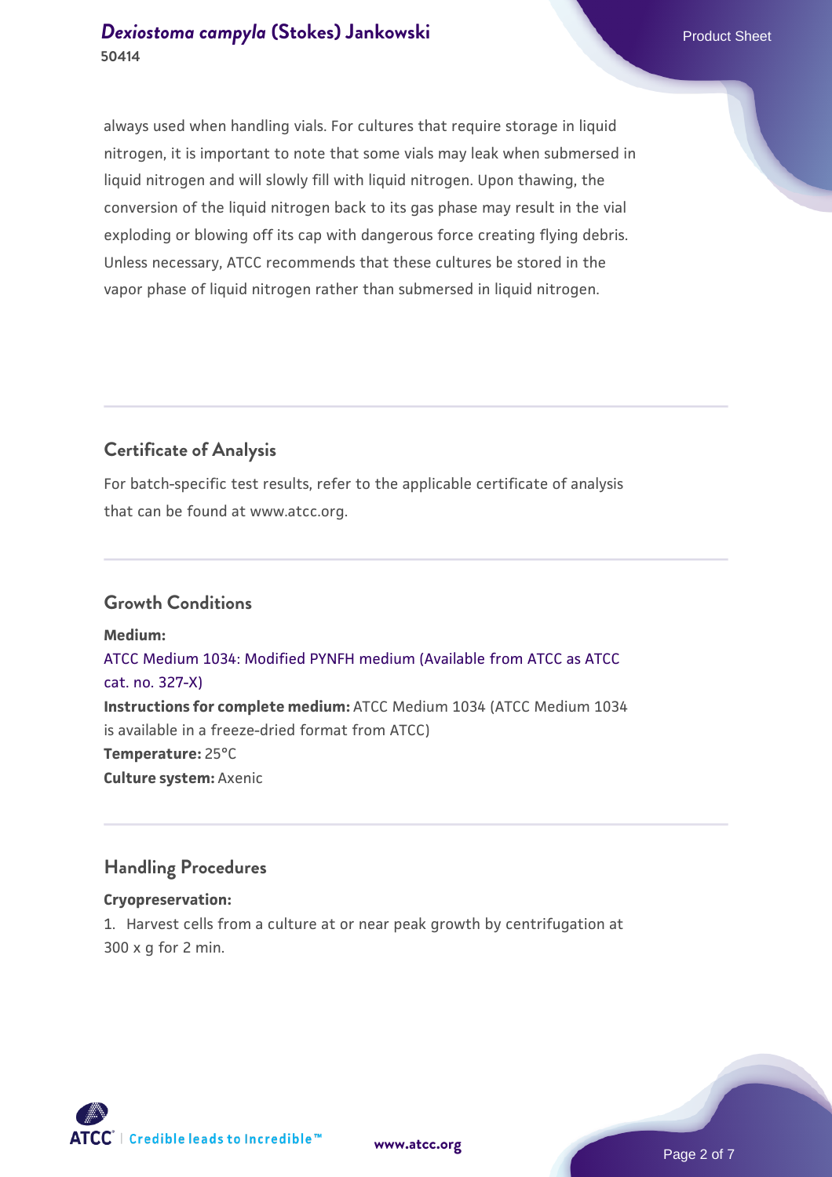always used when handling vials. For cultures that require storage in liquid nitrogen, it is important to note that some vials may leak when submersed in liquid nitrogen and will slowly fill with liquid nitrogen. Upon thawing, the conversion of the liquid nitrogen back to its gas phase may result in the vial exploding or blowing off its cap with dangerous force creating flying debris. Unless necessary, ATCC recommends that these cultures be stored in the vapor phase of liquid nitrogen rather than submersed in liquid nitrogen.

## Certificate of Analysis

For batch-specific test results, refer to the applicable certificate of analysis that can be found at www.atcc.org.

## Growth Conditions

**Medium:**
ATCC Medium 1034: Modified PYNFH medium (Available from ATCC as ATCC cat. no. 327-X)
**Instructions for complete medium:** ATCC Medium 1034 (ATCC Medium 1034 is available in a freeze-dried format from ATCC)
**Temperature:** 25°C
**Culture system:** Axenic

## Handling Procedures

**Cryopreservation:**
1. Harvest cells from a culture at or near peak growth by centrifugation at 300 x g for 2 min.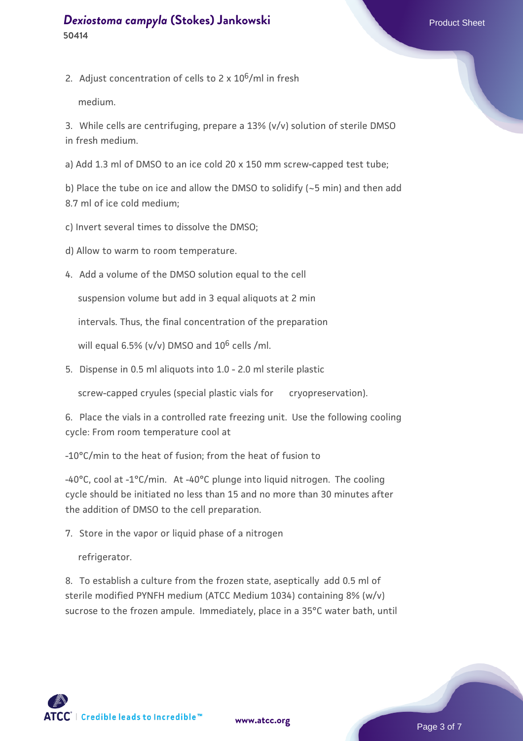2. Adjust concentration of cells to 2 x $10^6$/ml in fresh medium.

3. While cells are centrifuging, prepare a 13% (v/v) solution of sterile DMSO in fresh medium.

a) Add 1.3 ml of DMSO to an ice cold 20 x 150 mm screw-capped test tube;

b) Place the tube on ice and allow the DMSO to solidify (~5 min) and then add 8.7 ml of ice cold medium;

c) Invert several times to dissolve the DMSO;

d) Allow to warm to room temperature.

4. Add a volume of the DMSO solution equal to the cell suspension volume but add in 3 equal aliquots at 2 min intervals. Thus, the final concentration of the preparation will equal 6.5% (v/v) DMSO and $10^6$ cells /ml.

5. Dispense in 0.5 ml aliquots into 1.0 - 2.0 ml sterile plastic screw-capped cryules (special plastic vials for cryopreservation).

6. Place the vials in a controlled rate freezing unit. Use the following cooling cycle: From room temperature cool at -10°C/min to the heat of fusion; from the heat of fusion to -40°C, cool at -1°C/min. At -40°C plunge into liquid nitrogen. The cooling cycle should be initiated no less than 15 and no more than 30 minutes after the addition of DMSO to the cell preparation.

7. Store in the vapor or liquid phase of a nitrogen refrigerator.

8. To establish a culture from the frozen state, aseptically add 0.5 ml of sterile modified PYNFH medium (ATCC Medium 1034) containing 8% (w/v) sucrose to the frozen ampule. Immediately, place in a 35°C water bath, until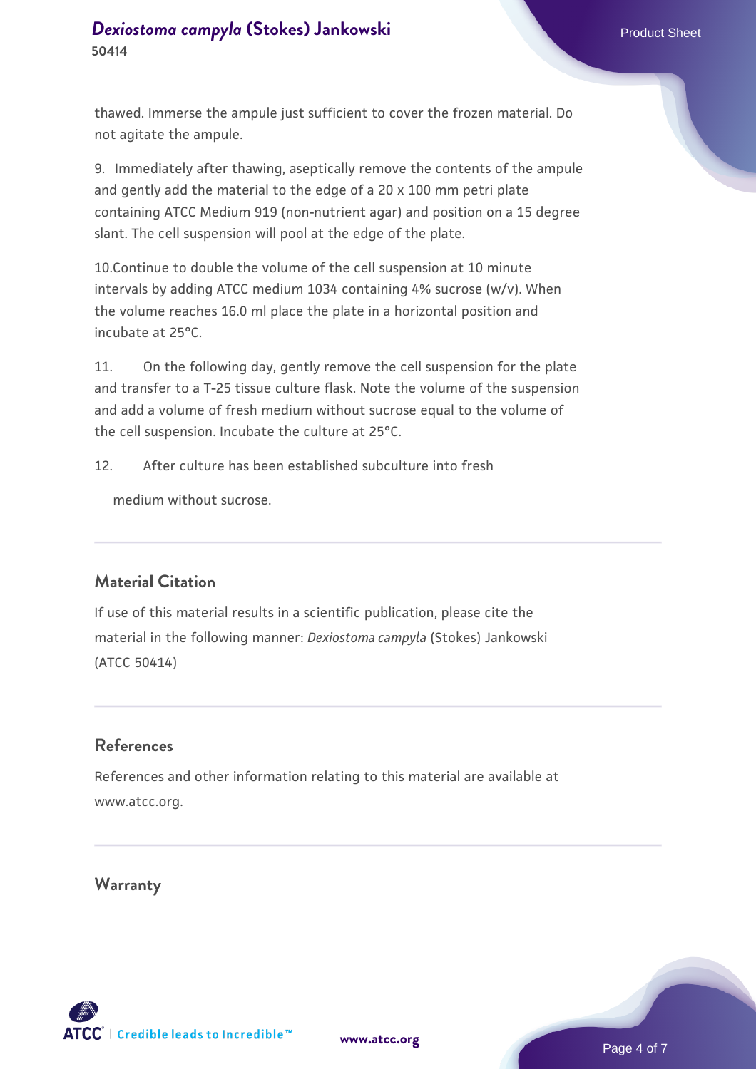thawed. Immerse the ampule just sufficient to cover the frozen material. Do not agitate the ampule.

9. Immediately after thawing, aseptically remove the contents of the ampule and gently add the material to the edge of a 20 x 100 mm petri plate containing ATCC Medium 919 (non-nutrient agar) and position on a 15 degree slant. The cell suspension will pool at the edge of the plate.

10.Continue to double the volume of the cell suspension at 10 minute intervals by adding ATCC medium 1034 containing 4% sucrose (w/v). When the volume reaches 16.0 ml place the plate in a horizontal position and incubate at 25°C.

11. On the following day, gently remove the cell suspension for the plate and transfer to a T-25 tissue culture flask. Note the volume of the suspension and add a volume of fresh medium without sucrose equal to the volume of the cell suspension. Incubate the culture at 25°C.

12. After culture has been established subculture into fresh medium without sucrose.

## Material Citation

If use of this material results in a scientific publication, please cite the material in the following manner: *Dexiostoma campyla* (Stokes) Jankowski (ATCC 50414)

## References

References and other information relating to this material are available at www.atcc.org.

## Warranty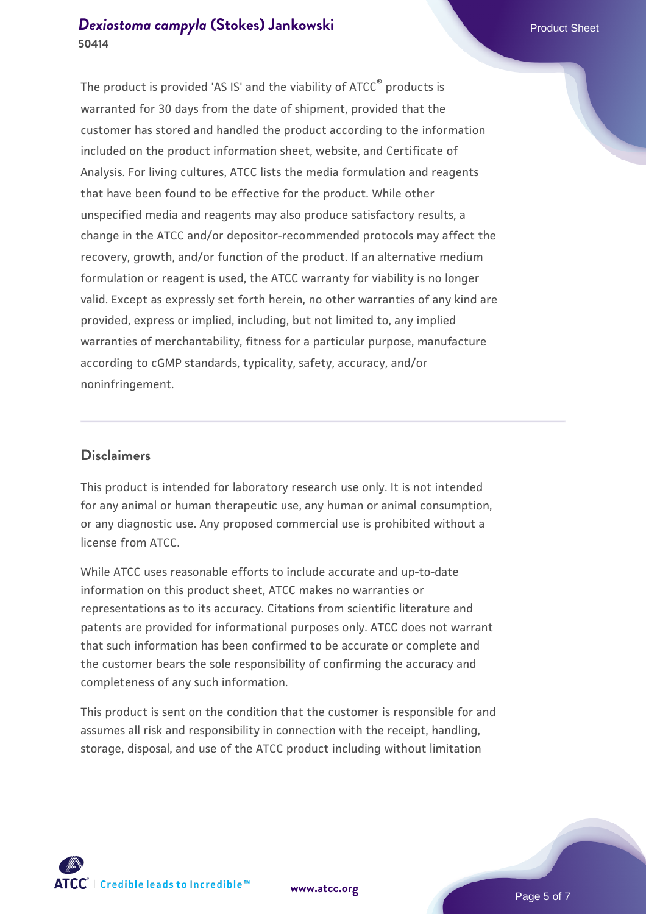The product is provided 'AS IS' and the viability of ATCC® products is warranted for 30 days from the date of shipment, provided that the customer has stored and handled the product according to the information included on the product information sheet, website, and Certificate of Analysis. For living cultures, ATCC lists the media formulation and reagents that have been found to be effective for the product. While other unspecified media and reagents may also produce satisfactory results, a change in the ATCC and/or depositor-recommended protocols may affect the recovery, growth, and/or function of the product. If an alternative medium formulation or reagent is used, the ATCC warranty for viability is no longer valid. Except as expressly set forth herein, no other warranties of any kind are provided, express or implied, including, but not limited to, any implied warranties of merchantability, fitness for a particular purpose, manufacture according to cGMP standards, typicality, safety, accuracy, and/or noninfringement.

## Disclaimers

This product is intended for laboratory research use only. It is not intended for any animal or human therapeutic use, any human or animal consumption, or any diagnostic use. Any proposed commercial use is prohibited without a license from ATCC.

While ATCC uses reasonable efforts to include accurate and up-to-date information on this product sheet, ATCC makes no warranties or representations as to its accuracy. Citations from scientific literature and patents are provided for informational purposes only. ATCC does not warrant that such information has been confirmed to be accurate or complete and the customer bears the sole responsibility of confirming the accuracy and completeness of any such information.

This product is sent on the condition that the customer is responsible for and assumes all risk and responsibility in connection with the receipt, handling, storage, disposal, and use of the ATCC product including without limitation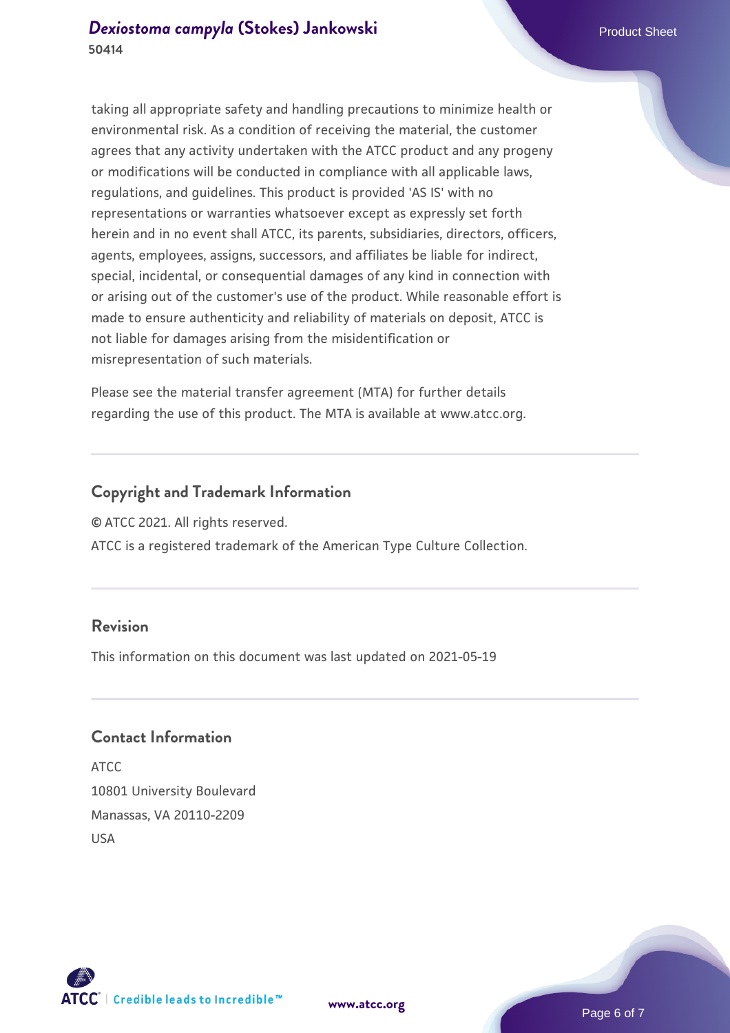taking all appropriate safety and handling precautions to minimize health or environmental risk. As a condition of receiving the material, the customer agrees that any activity undertaken with the ATCC product and any progeny or modifications will be conducted in compliance with all applicable laws, regulations, and guidelines. This product is provided 'AS IS' with no representations or warranties whatsoever except as expressly set forth herein and in no event shall ATCC, its parents, subsidiaries, directors, officers, agents, employees, assigns, successors, and affiliates be liable for indirect, special, incidental, or consequential damages of any kind in connection with or arising out of the customer's use of the product. While reasonable effort is made to ensure authenticity and reliability of materials on deposit, ATCC is not liable for damages arising from the misidentification or misrepresentation of such materials.

Please see the material transfer agreement (MTA) for further details regarding the use of this product. The MTA is available at www.atcc.org.

## Copyright and Trademark Information

© ATCC 2021. All rights reserved.

ATCC is a registered trademark of the American Type Culture Collection.

## Revision

This information on this document was last updated on 2021-05-19

## Contact Information

ATCC
10801 University Boulevard
Manassas, VA 20110-2209
USA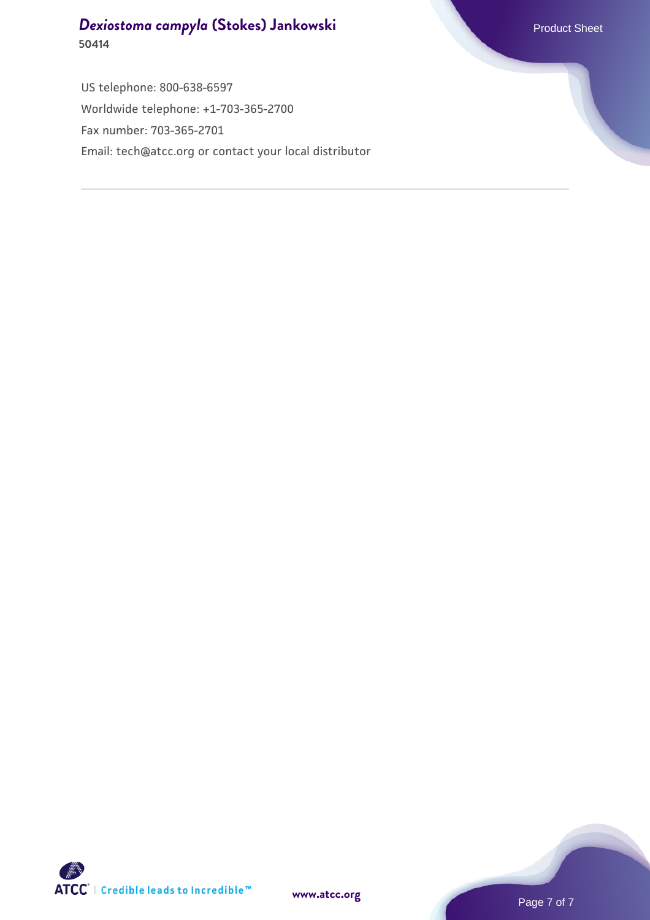US telephone: 800-638-6597

Worldwide telephone: +1-703-365-2700

Fax number: 703-365-2701

Email: tech@atcc.org or contact your local distributor